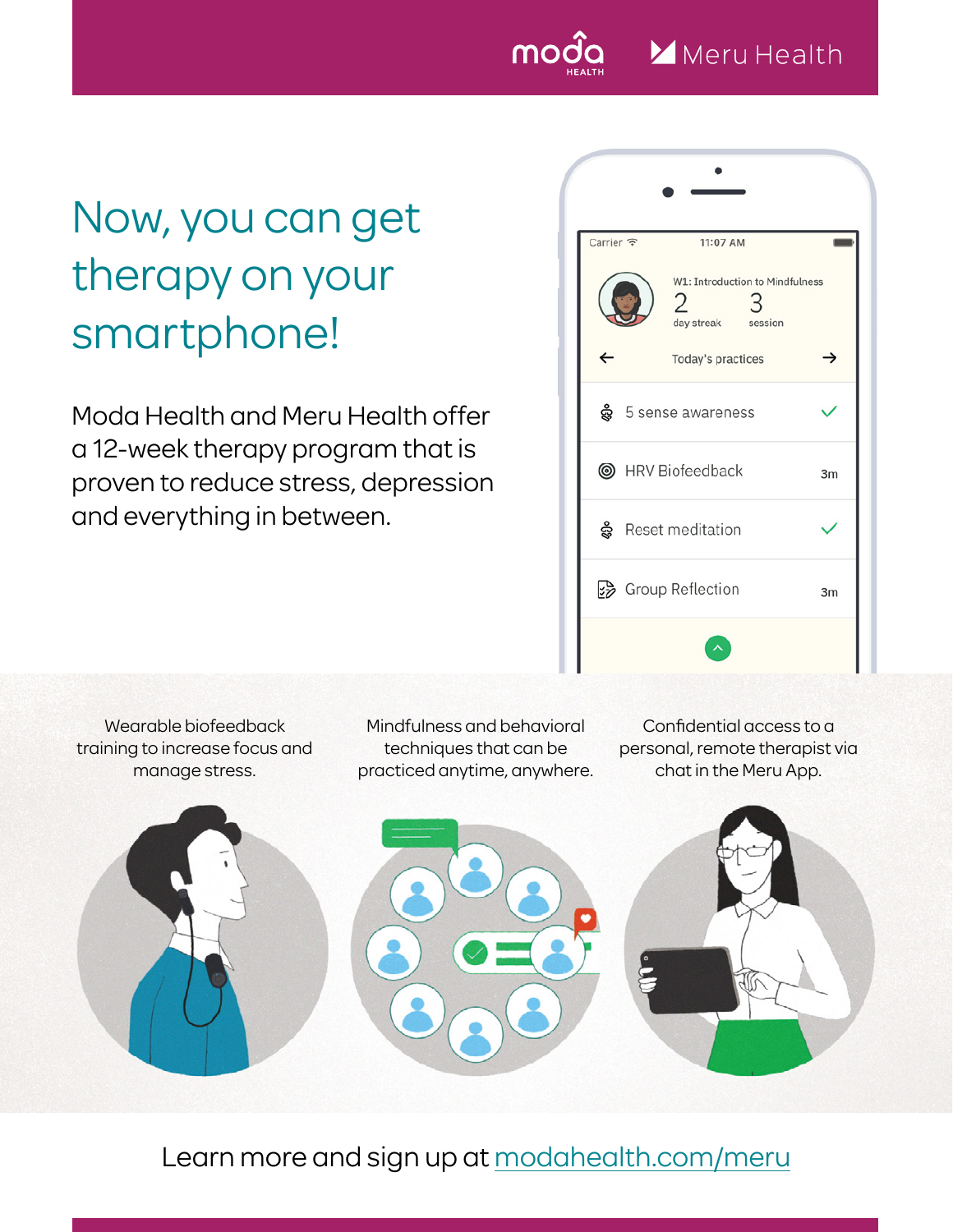# Now, you can get therapy on your smartphone!

Moda Health and Meru Health offer a 12-week therapy program that is proven to reduce stress, depression and everything in between.

Wearable biofeedback training to increase focus and manage stress.

Mindfulness and behavioral techniques that can be practiced anytime, anywhere.

Confidential access to a personal, remote therapist via chat in the Meru App.

Learn more and sign up at modahealth.com/meru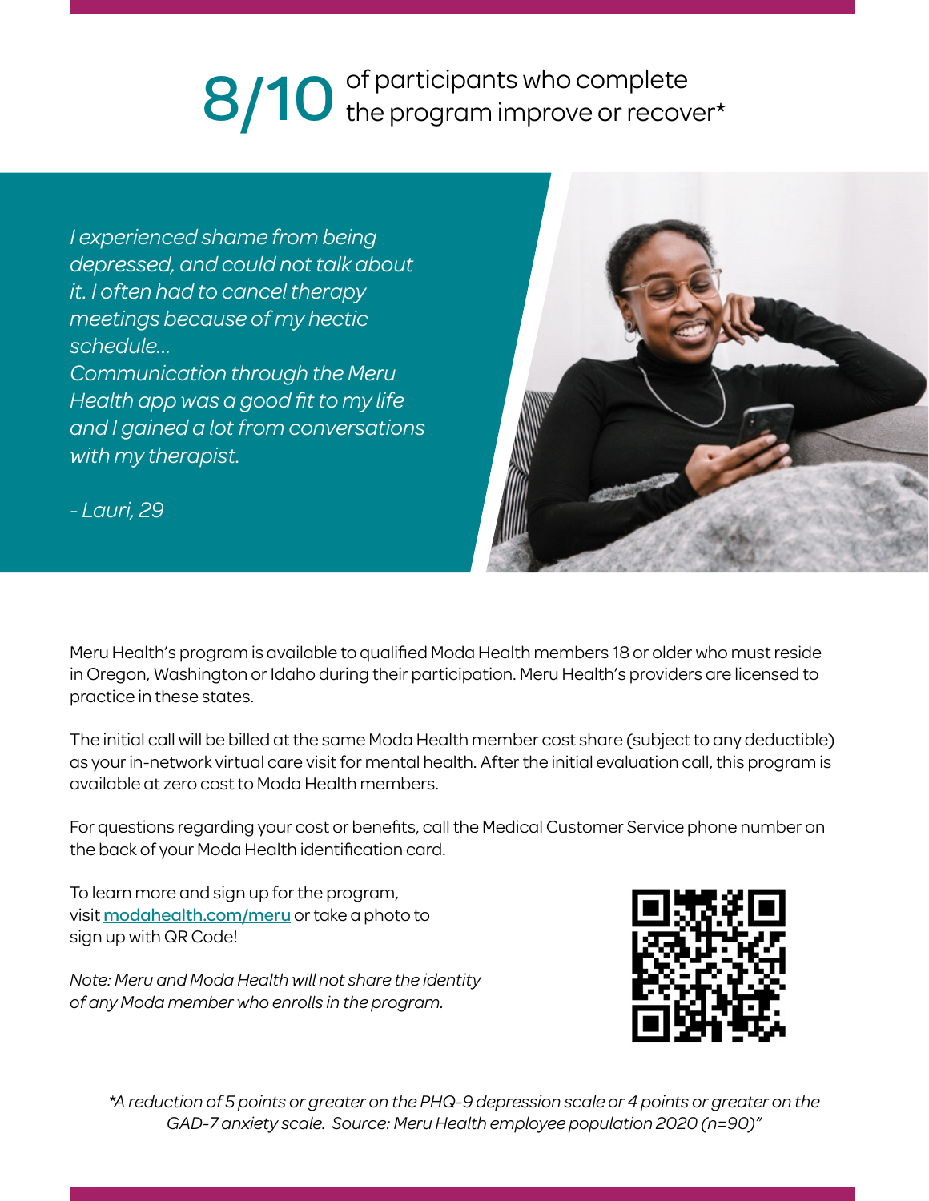# 8/10 of participants who complete the program improve or recover*

*I experienced shame from being depressed, and could not talk about it. I often had to cancel therapy meetings because of my hectic schedule…
Communication through the Meru Health app was a good fit to my life and I gained a lot from conversations with my therapist.*

*- Lauri, 29*

Meru Health's program is available to qualified Moda Health members 18 or older who must reside in Oregon, Washington or Idaho during their participation. Meru Health's providers are licensed to practice in these states.

The initial call will be billed at the same Moda Health member cost share (subject to any deductible) as your in-network virtual care visit for mental health. After the initial evaluation call, this program is available at zero cost to Moda Health members.

For questions regarding your cost or benefits, call the Medical Customer Service phone number on the back of your Moda Health identification card.

To learn more and sign up for the program, visit [modahealth.com/meru](modahealth.com/meru) or take a photo to sign up with QR Code!

*Note: Meru and Moda Health will not share the identity of any Moda member who enrolls in the program.*

*\*A reduction of 5 points or greater on the PHQ-9 depression scale or 4 points or greater on the GAD-7 anxiety scale. Source: Meru Health employee population 2020 (n=90)"*